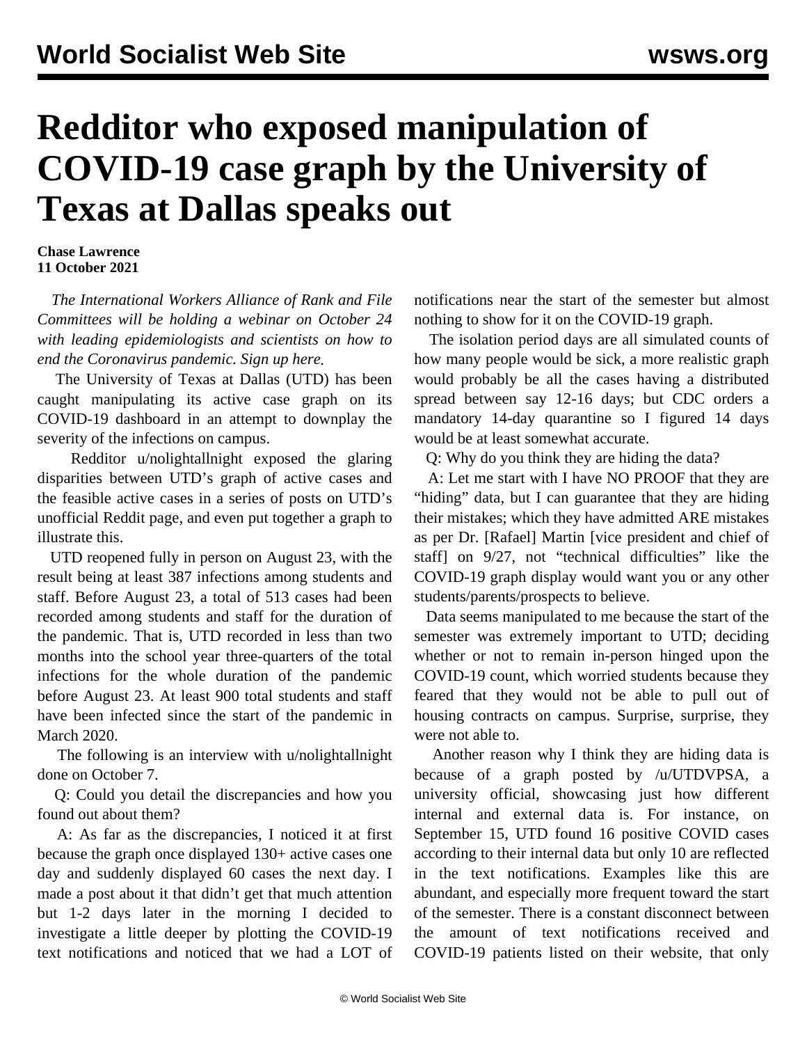# Redditor who exposed manipulation of COVID-19 case graph by the University of Texas at Dallas speaks out

**Chase Lawrence**
**11 October 2021**

*The International Workers Alliance of Rank and File Committees will be holding a webinar on October 24 with leading epidemiologists and scientists on how to end the Coronavirus pandemic. Sign up here.*

The University of Texas at Dallas (UTD) has been caught manipulating its active case graph on its COVID-19 dashboard in an attempt to downplay the severity of the infections on campus.

Redditor u/nolightallnight exposed the glaring disparities between UTD's graph of active cases and the feasible active cases in a series of posts on UTD's unofficial Reddit page, and even put together a graph to illustrate this.

UTD reopened fully in person on August 23, with the result being at least 387 infections among students and staff. Before August 23, a total of 513 cases had been recorded among students and staff for the duration of the pandemic. That is, UTD recorded in less than two months into the school year three-quarters of the total infections for the whole duration of the pandemic before August 23. At least 900 total students and staff have been infected since the start of the pandemic in March 2020.

The following is an interview with u/nolightallnight done on October 7.

Q: Could you detail the discrepancies and how you found out about them?

A: As far as the discrepancies, I noticed it at first because the graph once displayed 130+ active cases one day and suddenly displayed 60 cases the next day. I made a post about it that didn't get that much attention but 1-2 days later in the morning I decided to investigate a little deeper by plotting the COVID-19 text notifications and noticed that we had a LOT of notifications near the start of the semester but almost nothing to show for it on the COVID-19 graph.

The isolation period days are all simulated counts of how many people would be sick, a more realistic graph would probably be all the cases having a distributed spread between say 12-16 days; but CDC orders a mandatory 14-day quarantine so I figured 14 days would be at least somewhat accurate.

Q: Why do you think they are hiding the data?

A: Let me start with I have NO PROOF that they are "hiding" data, but I can guarantee that they are hiding their mistakes; which they have admitted ARE mistakes as per Dr. [Rafael] Martin [vice president and chief of staff] on 9/27, not "technical difficulties" like the COVID-19 graph display would want you or any other students/parents/prospects to believe.

Data seems manipulated to me because the start of the semester was extremely important to UTD; deciding whether or not to remain in-person hinged upon the COVID-19 count, which worried students because they feared that they would not be able to pull out of housing contracts on campus. Surprise, surprise, they were not able to.

Another reason why I think they are hiding data is because of a graph posted by /u/UTDVPSA, a university official, showcasing just how different internal and external data is. For instance, on September 15, UTD found 16 positive COVID cases according to their internal data but only 10 are reflected in the text notifications. Examples like this are abundant, and especially more frequent toward the start of the semester. There is a constant disconnect between the amount of text notifications received and COVID-19 patients listed on their website, that only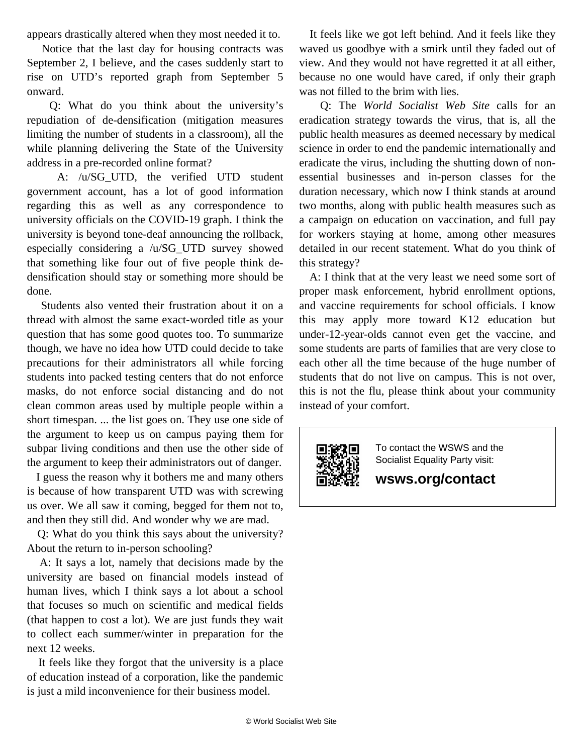appears drastically altered when they most needed it to.

Notice that the last day for housing contracts was September 2, I believe, and the cases suddenly start to rise on UTD's reported graph from September 5 onward.

Q: What do you think about the university's repudiation of de-densification (mitigation measures limiting the number of students in a classroom), all the while planning delivering the State of the University address in a pre-recorded online format?

A: /u/SG_UTD, the verified UTD student government account, has a lot of good information regarding this as well as any correspondence to university officials on the COVID-19 graph. I think the university is beyond tone-deaf announcing the rollback, especially considering a /u/SG_UTD survey showed that something like four out of five people think de-densification should stay or something more should be done.

Students also vented their frustration about it on a thread with almost the same exact-worded title as your question that has some good quotes too. To summarize though, we have no idea how UTD could decide to take precautions for their administrators all while forcing students into packed testing centers that do not enforce masks, do not enforce social distancing and do not clean common areas used by multiple people within a short timespan. ... the list goes on. They use one side of the argument to keep us on campus paying them for subpar living conditions and then use the other side of the argument to keep their administrators out of danger.

I guess the reason why it bothers me and many others is because of how transparent UTD was with screwing us over. We all saw it coming, begged for them not to, and then they still did. And wonder why we are mad.

Q: What do you think this says about the university? About the return to in-person schooling?

A: It says a lot, namely that decisions made by the university are based on financial models instead of human lives, which I think says a lot about a school that focuses so much on scientific and medical fields (that happen to cost a lot). We are just funds they wait to collect each summer/winter in preparation for the next 12 weeks.

It feels like they forgot that the university is a place of education instead of a corporation, like the pandemic is just a mild inconvenience for their business model.

It feels like we got left behind. And it feels like they waved us goodbye with a smirk until they faded out of view. And they would not have regretted it at all either, because no one would have cared, if only their graph was not filled to the brim with lies.

Q: The *World Socialist Web Site* calls for an eradication strategy towards the virus, that is, all the public health measures as deemed necessary by medical science in order to end the pandemic internationally and eradicate the virus, including the shutting down of non-essential businesses and in-person classes for the duration necessary, which now I think stands at around two months, along with public health measures such as a campaign on education on vaccination, and full pay for workers staying at home, among other measures detailed in our recent statement. What do you think of this strategy?

A: I think that at the very least we need some sort of proper mask enforcement, hybrid enrollment options, and vaccine requirements for school officials. I know this may apply more toward K12 education but under-12-year-olds cannot even get the vaccine, and some students are parts of families that are very close to each other all the time because of the huge number of students that do not live on campus. This is not over, this is not the flu, please think about your community instead of your comfort.

To contact the WSWS and the Socialist Equality Party visit:

**wsws.org/contact**